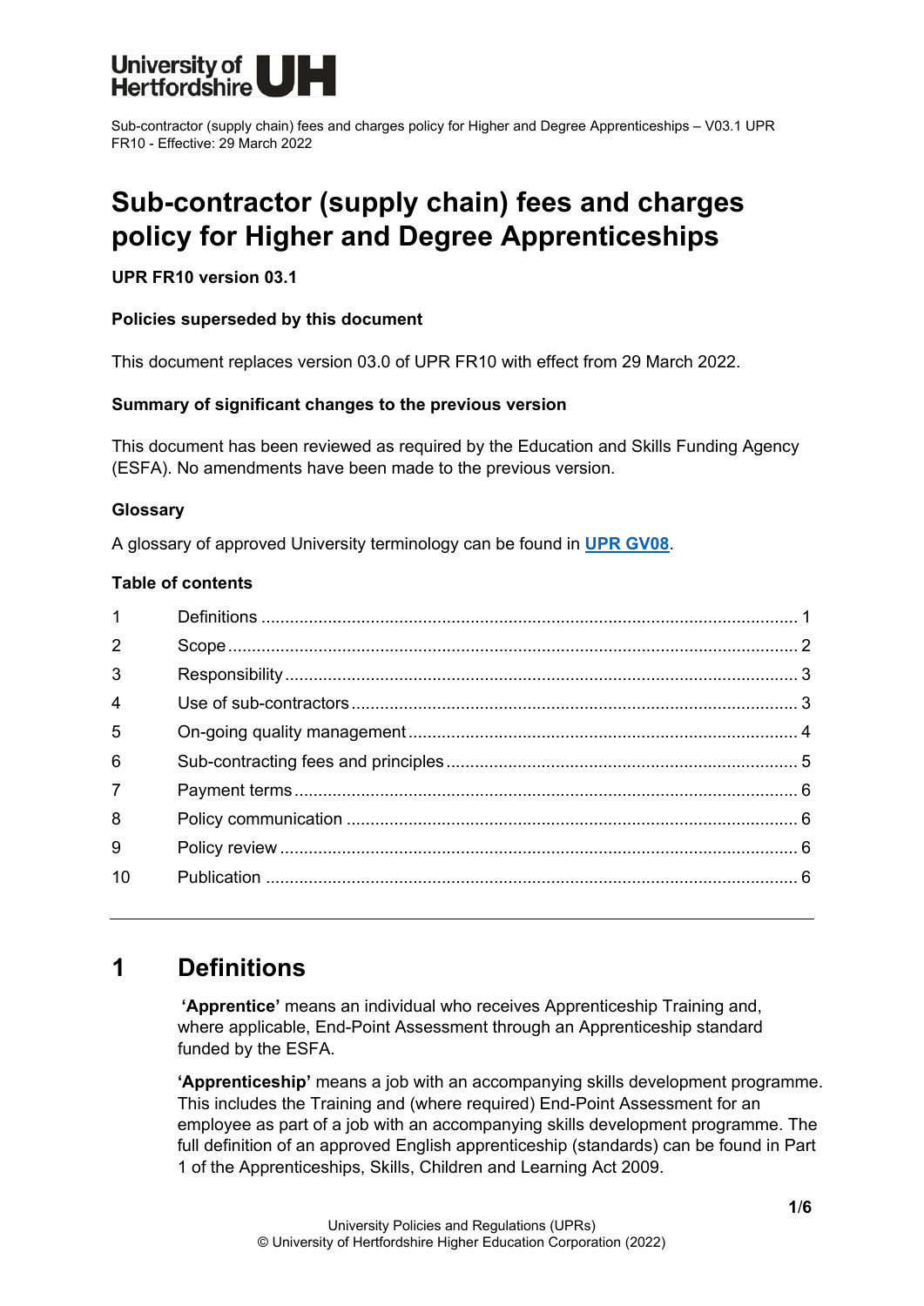# Sub-contractor (supply chain) fees and charges policy for Higher and Degree Apprenticeships

**UPR FR10 version 03.1**

**Policies superseded by this document**

This document replaces version 03.0 of UPR FR10 with effect from 29 March 2022.

**Summary of significant changes to the previous version**

This document has been reviewed as required by the Education and Skills Funding Agency (ESFA). No amendments have been made to the previous version.

**Glossary**

A glossary of approved University terminology can be found in **UPR GV08**.

**Table of contents**

| | | |
|---|---|---|
| 1 | Definitions | 1 |
| 2 | Scope | 2 |
| 3 | Responsibility | 3 |
| 4 | Use of sub-contractors | 3 |
| 5 | On-going quality management | 4 |
| 6 | Sub-contracting fees and principles | 5 |
| 7 | Payment terms | 6 |
| 8 | Policy communication | 6 |
| 9 | Policy review | 6 |
| 10 | Publication | 6 |

---

## 1 Definitions

**'Apprentice'** means an individual who receives Apprenticeship Training and, where applicable, End-Point Assessment through an Apprenticeship standard funded by the ESFA.

**'Apprenticeship'** means a job with an accompanying skills development programme. This includes the Training and (where required) End-Point Assessment for an employee as part of a job with an accompanying skills development programme. The full definition of an approved English apprenticeship (standards) can be found in Part 1 of the Apprenticeships, Skills, Children and Learning Act 2009.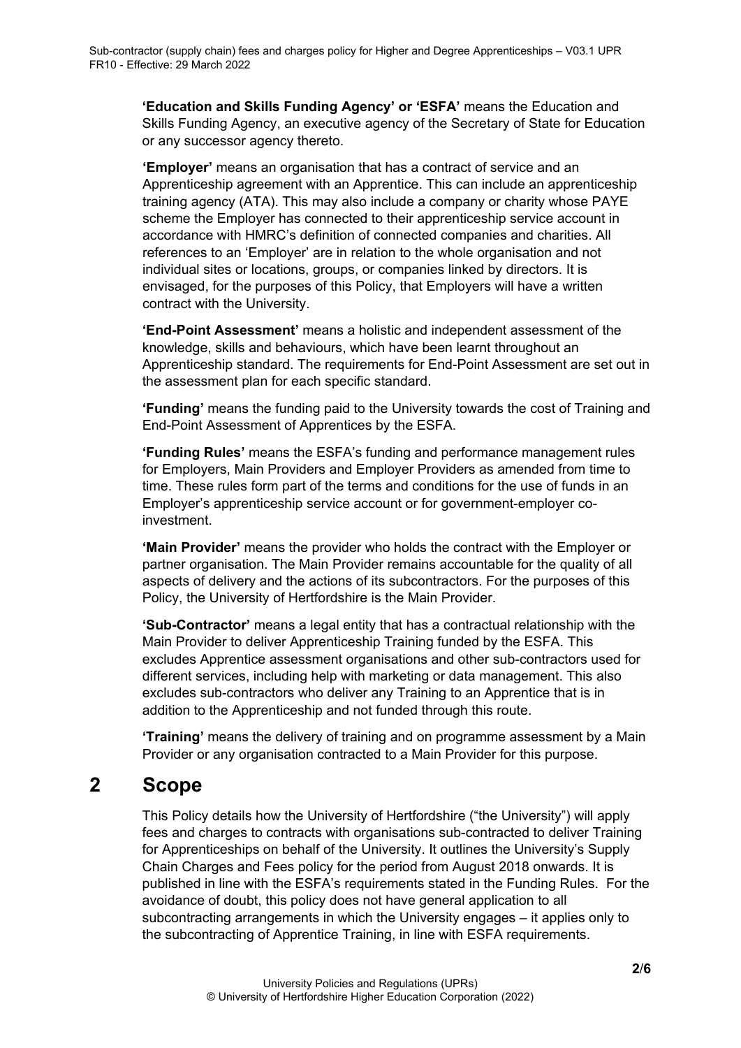**'Education and Skills Funding Agency' or 'ESFA'** means the Education and Skills Funding Agency, an executive agency of the Secretary of State for Education or any successor agency thereto.

**'Employer'** means an organisation that has a contract of service and an Apprenticeship agreement with an Apprentice. This can include an apprenticeship training agency (ATA). This may also include a company or charity whose PAYE scheme the Employer has connected to their apprenticeship service account in accordance with HMRC's definition of connected companies and charities. All references to an 'Employer' are in relation to the whole organisation and not individual sites or locations, groups, or companies linked by directors. It is envisaged, for the purposes of this Policy, that Employers will have a written contract with the University.

**'End-Point Assessment'** means a holistic and independent assessment of the knowledge, skills and behaviours, which have been learnt throughout an Apprenticeship standard. The requirements for End-Point Assessment are set out in the assessment plan for each specific standard.

**'Funding'** means the funding paid to the University towards the cost of Training and End-Point Assessment of Apprentices by the ESFA.

**'Funding Rules'** means the ESFA's funding and performance management rules for Employers, Main Providers and Employer Providers as amended from time to time. These rules form part of the terms and conditions for the use of funds in an Employer's apprenticeship service account or for government-employer co-investment.

**'Main Provider'** means the provider who holds the contract with the Employer or partner organisation. The Main Provider remains accountable for the quality of all aspects of delivery and the actions of its subcontractors. For the purposes of this Policy, the University of Hertfordshire is the Main Provider.

**'Sub-Contractor'** means a legal entity that has a contractual relationship with the Main Provider to deliver Apprenticeship Training funded by the ESFA. This excludes Apprentice assessment organisations and other sub-contractors used for different services, including help with marketing or data management. This also excludes sub-contractors who deliver any Training to an Apprentice that is in addition to the Apprenticeship and not funded through this route.

**'Training'** means the delivery of training and on programme assessment by a Main Provider or any organisation contracted to a Main Provider for this purpose.

# 2 Scope

This Policy details how the University of Hertfordshire ("the University") will apply fees and charges to contracts with organisations sub-contracted to deliver Training for Apprenticeships on behalf of the University. It outlines the University's Supply Chain Charges and Fees policy for the period from August 2018 onwards. It is published in line with the ESFA's requirements stated in the Funding Rules. For the avoidance of doubt, this policy does not have general application to all subcontracting arrangements in which the University engages – it applies only to the subcontracting of Apprentice Training, in line with ESFA requirements.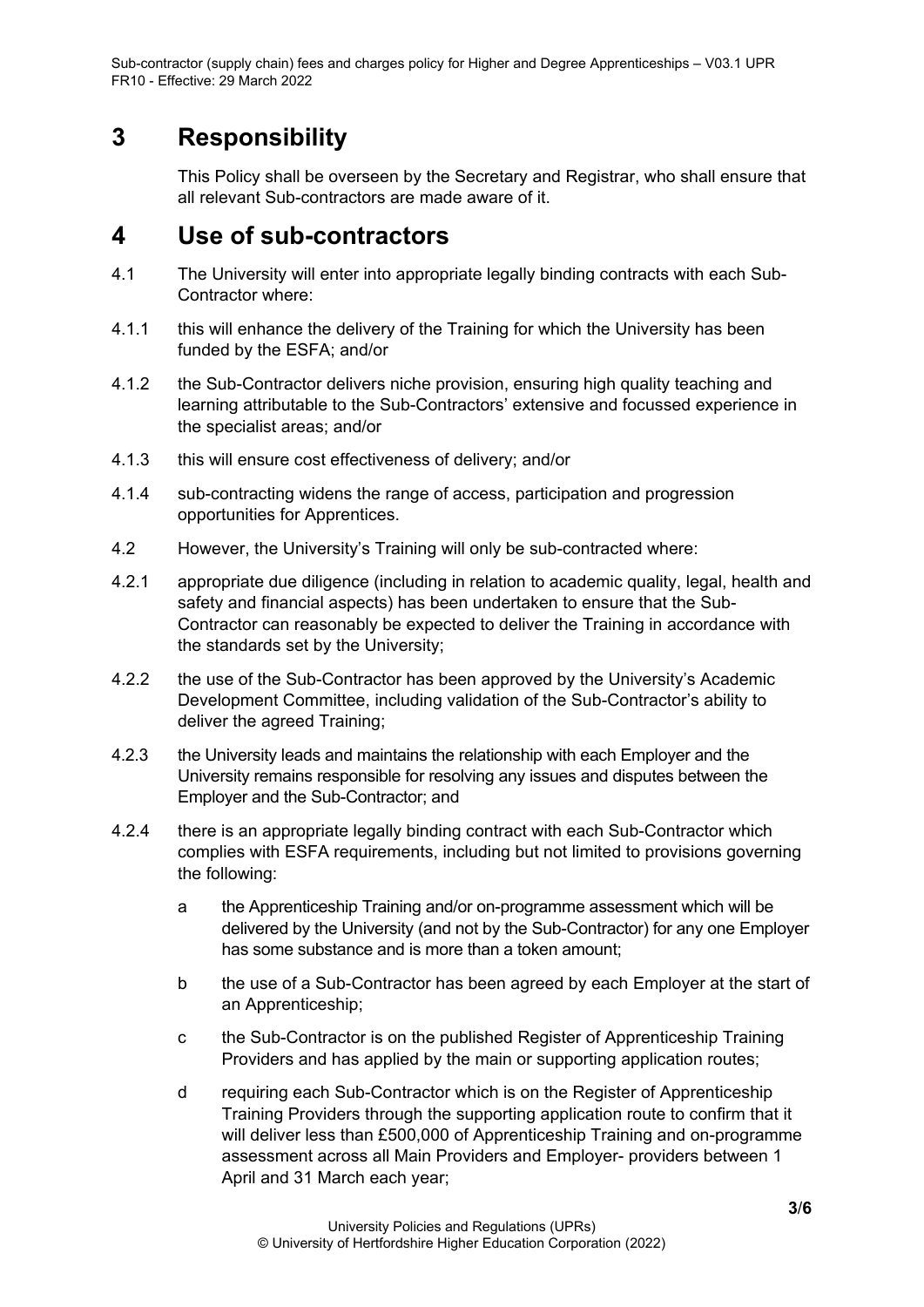# 3 Responsibility

This Policy shall be overseen by the Secretary and Registrar, who shall ensure that all relevant Sub-contractors are made aware of it.

# 4 Use of sub-contractors

4.1 The University will enter into appropriate legally binding contracts with each Sub-Contractor where:

4.1.1 this will enhance the delivery of the Training for which the University has been funded by the ESFA; and/or

4.1.2 the Sub-Contractor delivers niche provision, ensuring high quality teaching and learning attributable to the Sub-Contractors' extensive and focussed experience in the specialist areas; and/or

4.1.3 this will ensure cost effectiveness of delivery; and/or

4.1.4 sub-contracting widens the range of access, participation and progression opportunities for Apprentices.

4.2 However, the University's Training will only be sub-contracted where:

4.2.1 appropriate due diligence (including in relation to academic quality, legal, health and safety and financial aspects) has been undertaken to ensure that the Sub-Contractor can reasonably be expected to deliver the Training in accordance with the standards set by the University;

4.2.2 the use of the Sub-Contractor has been approved by the University's Academic Development Committee, including validation of the Sub-Contractor's ability to deliver the agreed Training;

4.2.3 the University leads and maintains the relationship with each Employer and the University remains responsible for resolving any issues and disputes between the Employer and the Sub-Contractor; and

4.2.4 there is an appropriate legally binding contract with each Sub-Contractor which complies with ESFA requirements, including but not limited to provisions governing the following:

a the Apprenticeship Training and/or on-programme assessment which will be delivered by the University (and not by the Sub-Contractor) for any one Employer has some substance and is more than a token amount;

b the use of a Sub-Contractor has been agreed by each Employer at the start of an Apprenticeship;

c the Sub-Contractor is on the published Register of Apprenticeship Training Providers and has applied by the main or supporting application routes;

d requiring each Sub-Contractor which is on the Register of Apprenticeship Training Providers through the supporting application route to confirm that it will deliver less than £500,000 of Apprenticeship Training and on-programme assessment across all Main Providers and Employer- providers between 1 April and 31 March each year;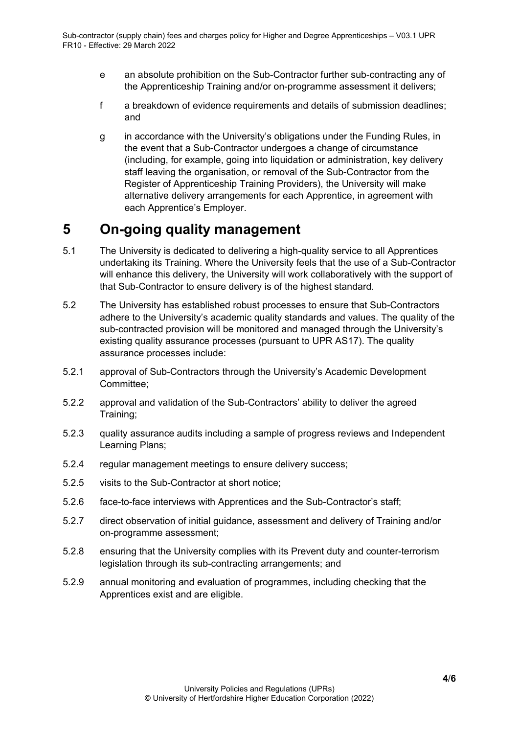e an absolute prohibition on the Sub-Contractor further sub-contracting any of the Apprenticeship Training and/or on-programme assessment it delivers;

f a breakdown of evidence requirements and details of submission deadlines; and

g in accordance with the University's obligations under the Funding Rules, in the event that a Sub-Contractor undergoes a change of circumstance (including, for example, going into liquidation or administration, key delivery staff leaving the organisation, or removal of the Sub-Contractor from the Register of Apprenticeship Training Providers), the University will make alternative delivery arrangements for each Apprentice, in agreement with each Apprentice's Employer.

# 5 On-going quality management

5.1 The University is dedicated to delivering a high-quality service to all Apprentices undertaking its Training. Where the University feels that the use of a Sub-Contractor will enhance this delivery, the University will work collaboratively with the support of that Sub-Contractor to ensure delivery is of the highest standard.

5.2 The University has established robust processes to ensure that Sub-Contractors adhere to the University's academic quality standards and values. The quality of the sub-contracted provision will be monitored and managed through the University's existing quality assurance processes (pursuant to UPR AS17). The quality assurance processes include:

5.2.1 approval of Sub-Contractors through the University's Academic Development Committee;

5.2.2 approval and validation of the Sub-Contractors' ability to deliver the agreed Training;

5.2.3 quality assurance audits including a sample of progress reviews and Independent Learning Plans;

5.2.4 regular management meetings to ensure delivery success;

5.2.5 visits to the Sub-Contractor at short notice;

5.2.6 face-to-face interviews with Apprentices and the Sub-Contractor's staff;

5.2.7 direct observation of initial guidance, assessment and delivery of Training and/or on-programme assessment;

5.2.8 ensuring that the University complies with its Prevent duty and counter-terrorism legislation through its sub-contracting arrangements; and

5.2.9 annual monitoring and evaluation of programmes, including checking that the Apprentices exist and are eligible.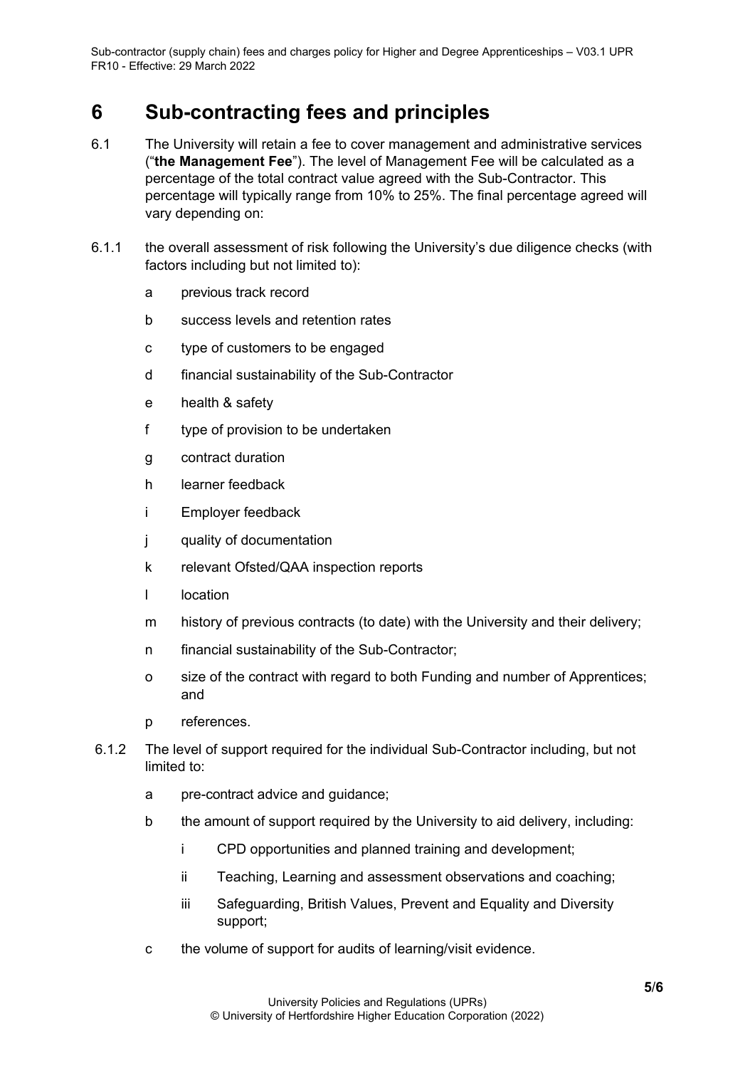# 6 Sub-contracting fees and principles

6.1 The University will retain a fee to cover management and administrative services ("**the Management Fee**"). The level of Management Fee will be calculated as a percentage of the total contract value agreed with the Sub-Contractor. This percentage will typically range from 10% to 25%. The final percentage agreed will vary depending on:

6.1.1 the overall assessment of risk following the University's due diligence checks (with factors including but not limited to):

- a previous track record
- b success levels and retention rates
- c type of customers to be engaged
- d financial sustainability of the Sub-Contractor
- e health & safety
- f type of provision to be undertaken
- g contract duration
- h learner feedback
- i Employer feedback
- j quality of documentation
- k relevant Ofsted/QAA inspection reports
- l location
- m history of previous contracts (to date) with the University and their delivery;
- n financial sustainability of the Sub-Contractor;
- o size of the contract with regard to both Funding and number of Apprentices; and
- p references.

6.1.2 The level of support required for the individual Sub-Contractor including, but not limited to:

- a pre-contract advice and guidance;
- b the amount of support required by the University to aid delivery, including:
  - i CPD opportunities and planned training and development;
  - ii Teaching, Learning and assessment observations and coaching;
  - iii Safeguarding, British Values, Prevent and Equality and Diversity support;
- c the volume of support for audits of learning/visit evidence.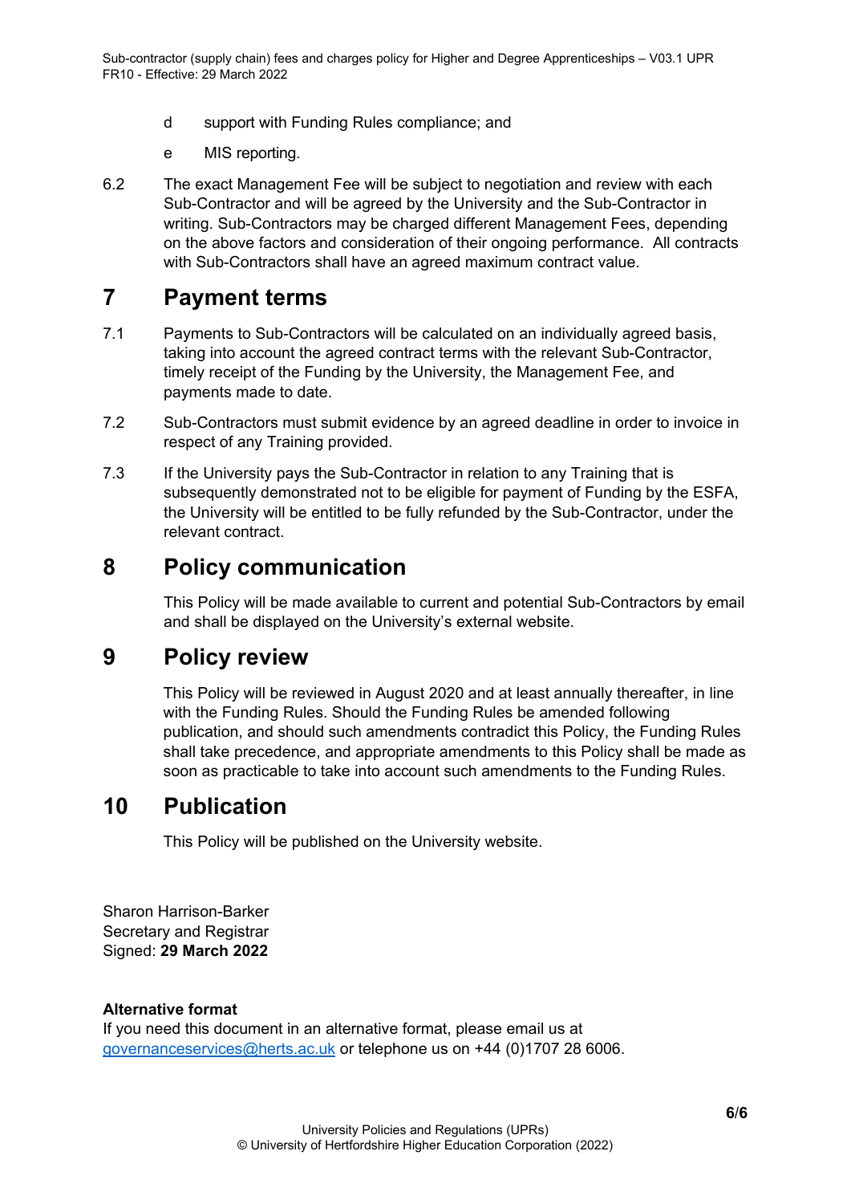d support with Funding Rules compliance; and

e MIS reporting.

6.2 The exact Management Fee will be subject to negotiation and review with each Sub-Contractor and will be agreed by the University and the Sub-Contractor in writing. Sub-Contractors may be charged different Management Fees, depending on the above factors and consideration of their ongoing performance. All contracts with Sub-Contractors shall have an agreed maximum contract value.

# 7 Payment terms

7.1 Payments to Sub-Contractors will be calculated on an individually agreed basis, taking into account the agreed contract terms with the relevant Sub-Contractor, timely receipt of the Funding by the University, the Management Fee, and payments made to date.

7.2 Sub-Contractors must submit evidence by an agreed deadline in order to invoice in respect of any Training provided.

7.3 If the University pays the Sub-Contractor in relation to any Training that is subsequently demonstrated not to be eligible for payment of Funding by the ESFA, the University will be entitled to be fully refunded by the Sub-Contractor, under the relevant contract.

# 8 Policy communication

This Policy will be made available to current and potential Sub-Contractors by email and shall be displayed on the University's external website.

# 9 Policy review

This Policy will be reviewed in August 2020 and at least annually thereafter, in line with the Funding Rules. Should the Funding Rules be amended following publication, and should such amendments contradict this Policy, the Funding Rules shall take precedence, and appropriate amendments to this Policy shall be made as soon as practicable to take into account such amendments to the Funding Rules.

# 10 Publication

This Policy will be published on the University website.

Sharon Harrison-Barker
Secretary and Registrar
Signed: **29 March 2022**

**Alternative format**
If you need this document in an alternative format, please email us at governanceservices@herts.ac.uk or telephone us on +44 (0)1707 28 6006.